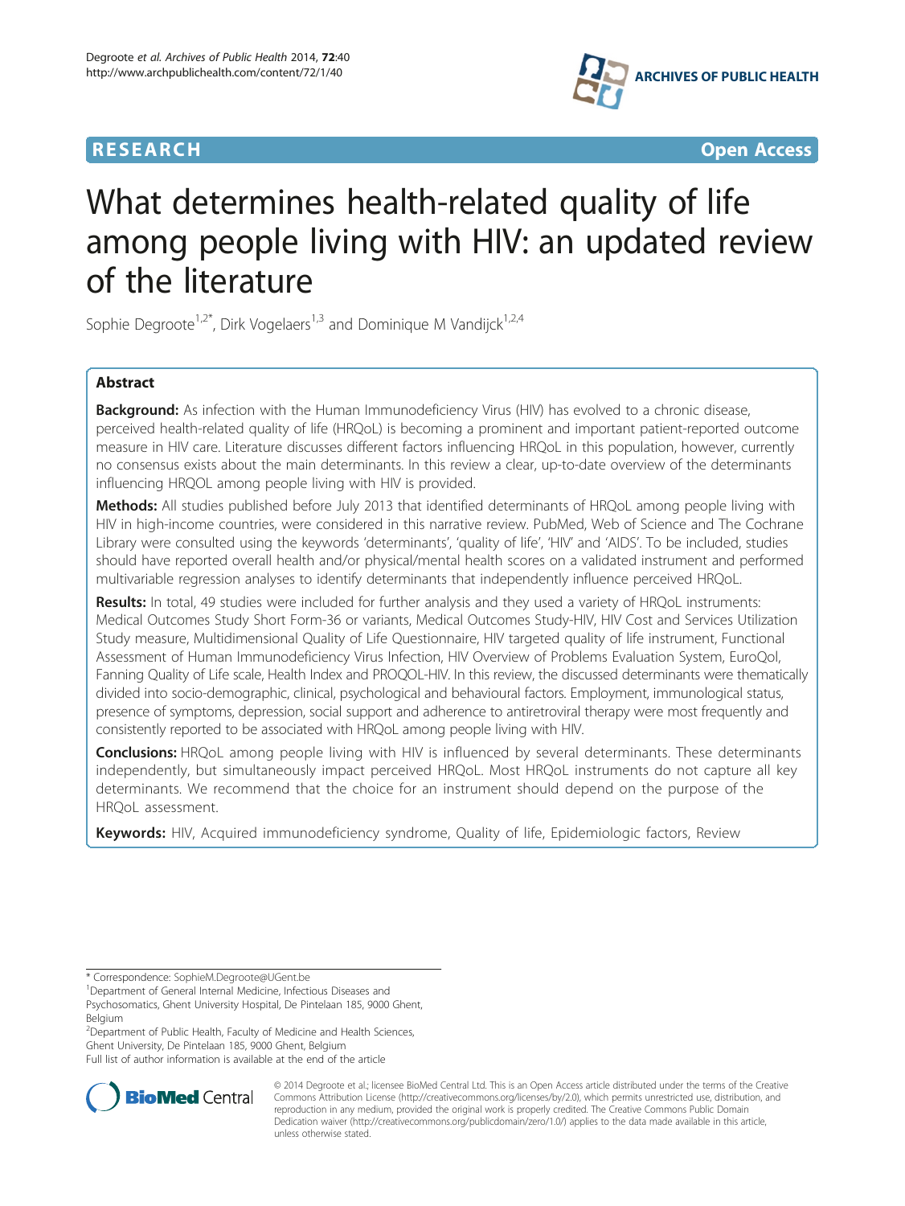RESEARCH Open Access

# What determines health-related quality of life among people living with HIV: an updated review of the literature

Sophie Degroote[1,2*], Dirk Vogelaers[1,3] and Dominique M Vandijck[1,2,4]

## Abstract

**Background:** As infection with the Human Immunodeficiency Virus (HIV) has evolved to a chronic disease, perceived health-related quality of life (HRQoL) is becoming a prominent and important patient-reported outcome measure in HIV care. Literature discusses different factors influencing HRQoL in this population, however, currently no consensus exists about the main determinants. In this review a clear, up-to-date overview of the determinants influencing HRQOL among people living with HIV is provided.

**Methods:** All studies published before July 2013 that identified determinants of HRQoL among people living with HIV in high-income countries, were considered in this narrative review. PubMed, Web of Science and The Cochrane Library were consulted using the keywords 'determinants', 'quality of life', 'HIV' and 'AIDS'. To be included, studies should have reported overall health and/or physical/mental health scores on a validated instrument and performed multivariable regression analyses to identify determinants that independently influence perceived HRQoL.

**Results:** In total, 49 studies were included for further analysis and they used a variety of HRQoL instruments: Medical Outcomes Study Short Form-36 or variants, Medical Outcomes Study-HIV, HIV Cost and Services Utilization Study measure, Multidimensional Quality of Life Questionnaire, HIV targeted quality of life instrument, Functional Assessment of Human Immunodeficiency Virus Infection, HIV Overview of Problems Evaluation System, EuroQol, Fanning Quality of Life scale, Health Index and PROQOL-HIV. In this review, the discussed determinants were thematically divided into socio-demographic, clinical, psychological and behavioural factors. Employment, immunological status, presence of symptoms, depression, social support and adherence to antiretroviral therapy were most frequently and consistently reported to be associated with HRQoL among people living with HIV.

**Conclusions:** HRQoL among people living with HIV is influenced by several determinants. These determinants independently, but simultaneously impact perceived HRQoL. Most HRQoL instruments do not capture all key determinants. We recommend that the choice for an instrument should depend on the purpose of the HRQoL assessment.

**Keywords:** HIV, Acquired immunodeficiency syndrome, Quality of life, Epidemiologic factors, Review

---

\* Correspondence: SophieM.Degroote@UGent.be
[1]Department of General Internal Medicine, Infectious Diseases and Psychosomatics, Ghent University Hospital, De Pintelaan 185, 9000 Ghent, Belgium
[2]Department of Public Health, Faculty of Medicine and Health Sciences, Ghent University, De Pintelaan 185, 9000 Ghent, Belgium
Full list of author information is available at the end of the article

© 2014 Degroote et al.; licensee BioMed Central Ltd. This is an Open Access article distributed under the terms of the Creative Commons Attribution License (http://creativecommons.org/licenses/by/2.0), which permits unrestricted use, distribution, and reproduction in any medium, provided the original work is properly credited. The Creative Commons Public Domain Dedication waiver (http://creativecommons.org/publicdomain/zero/1.0/) applies to the data made available in this article, unless otherwise stated.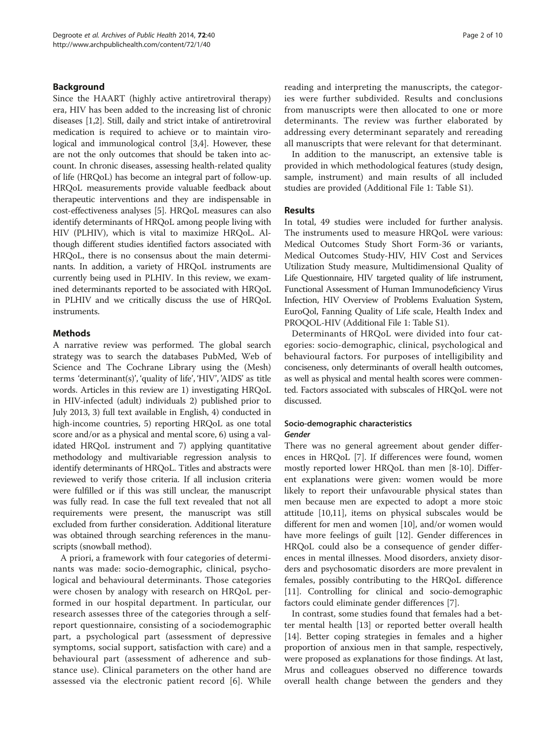## Background

Since the HAART (highly active antiretroviral therapy) era, HIV has been added to the increasing list of chronic diseases [1,2]. Still, daily and strict intake of antiretroviral medication is required to achieve or to maintain virological and immunological control [3,4]. However, these are not the only outcomes that should be taken into account. In chronic diseases, assessing health-related quality of life (HRQoL) has become an integral part of follow-up. HRQoL measurements provide valuable feedback about therapeutic interventions and they are indispensable in cost-effectiveness analyses [5]. HRQoL measures can also identify determinants of HRQoL among people living with HIV (PLHIV), which is vital to maximize HRQoL. Although different studies identified factors associated with HRQoL, there is no consensus about the main determinants. In addition, a variety of HRQoL instruments are currently being used in PLHIV. In this review, we examined determinants reported to be associated with HRQoL in PLHIV and we critically discuss the use of HRQoL instruments.

## Methods

A narrative review was performed. The global search strategy was to search the databases PubMed, Web of Science and The Cochrane Library using the (Mesh) terms 'determinant(s)', 'quality of life', 'HIV', 'AIDS' as title words. Articles in this review are 1) investigating HRQoL in HIV-infected (adult) individuals 2) published prior to July 2013, 3) full text available in English, 4) conducted in high-income countries, 5) reporting HRQoL as one total score and/or as a physical and mental score, 6) using a validated HRQoL instrument and 7) applying quantitative methodology and multivariable regression analysis to identify determinants of HRQoL. Titles and abstracts were reviewed to verify those criteria. If all inclusion criteria were fulfilled or if this was still unclear, the manuscript was fully read. In case the full text revealed that not all requirements were present, the manuscript was still excluded from further consideration. Additional literature was obtained through searching references in the manuscripts (snowball method).

A priori, a framework with four categories of determinants was made: socio-demographic, clinical, psychological and behavioural determinants. Those categories were chosen by analogy with research on HRQoL performed in our hospital department. In particular, our research assesses three of the categories through a self-report questionnaire, consisting of a sociodemographic part, a psychological part (assessment of depressive symptoms, social support, satisfaction with care) and a behavioural part (assessment of adherence and substance use). Clinical parameters on the other hand are assessed via the electronic patient record [6]. While reading and interpreting the manuscripts, the categories were further subdivided. Results and conclusions from manuscripts were then allocated to one or more determinants. The review was further elaborated by addressing every determinant separately and rereading all manuscripts that were relevant for that determinant.

In addition to the manuscript, an extensive table is provided in which methodological features (study design, sample, instrument) and main results of all included studies are provided (Additional File 1: Table S1).

## Results

In total, 49 studies were included for further analysis. The instruments used to measure HRQoL were various: Medical Outcomes Study Short Form-36 or variants, Medical Outcomes Study-HIV, HIV Cost and Services Utilization Study measure, Multidimensional Quality of Life Questionnaire, HIV targeted quality of life instrument, Functional Assessment of Human Immunodeficiency Virus Infection, HIV Overview of Problems Evaluation System, EuroQol, Fanning Quality of Life scale, Health Index and PROQOL-HIV (Additional File 1: Table S1).

Determinants of HRQoL were divided into four categories: socio-demographic, clinical, psychological and behavioural factors. For purposes of intelligibility and conciseness, only determinants of overall health outcomes, as well as physical and mental health scores were commented. Factors associated with subscales of HRQoL were not discussed.

### Socio-demographic characteristics

#### *Gender*

There was no general agreement about gender differences in HRQoL [7]. If differences were found, women mostly reported lower HRQoL than men [8-10]. Different explanations were given: women would be more likely to report their unfavourable physical states than men because men are expected to adopt a more stoic attitude [10,11], items on physical subscales would be different for men and women [10], and/or women would have more feelings of guilt [12]. Gender differences in HRQoL could also be a consequence of gender differences in mental illnesses. Mood disorders, anxiety disorders and psychosomatic disorders are more prevalent in females, possibly contributing to the HRQoL difference [11]. Controlling for clinical and socio-demographic factors could eliminate gender differences [7].

In contrast, some studies found that females had a better mental health [13] or reported better overall health [14]. Better coping strategies in females and a higher proportion of anxious men in that sample, respectively, were proposed as explanations for those findings. At last, Mrus and colleagues observed no difference towards overall health change between the genders and they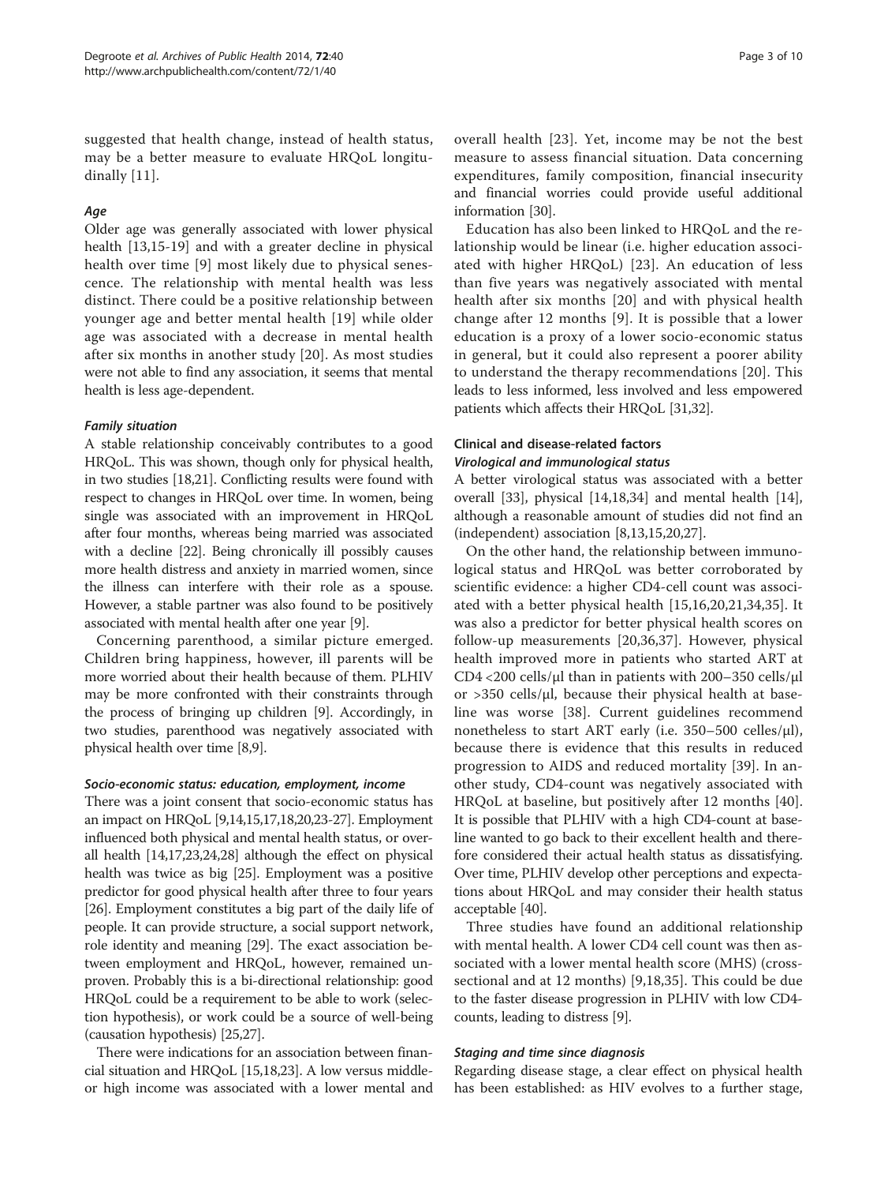suggested that health change, instead of health status, may be a better measure to evaluate HRQoL longitudinally [11].

#### *Age*

Older age was generally associated with lower physical health [13,15-19] and with a greater decline in physical health over time [9] most likely due to physical senescence. The relationship with mental health was less distinct. There could be a positive relationship between younger age and better mental health [19] while older age was associated with a decrease in mental health after six months in another study [20]. As most studies were not able to find any association, it seems that mental health is less age-dependent.

#### *Family situation*

A stable relationship conceivably contributes to a good HRQoL. This was shown, though only for physical health, in two studies [18,21]. Conflicting results were found with respect to changes in HRQoL over time. In women, being single was associated with an improvement in HRQoL after four months, whereas being married was associated with a decline [22]. Being chronically ill possibly causes more health distress and anxiety in married women, since the illness can interfere with their role as a spouse. However, a stable partner was also found to be positively associated with mental health after one year [9].

Concerning parenthood, a similar picture emerged. Children bring happiness, however, ill parents will be more worried about their health because of them. PLHIV may be more confronted with their constraints through the process of bringing up children [9]. Accordingly, in two studies, parenthood was negatively associated with physical health over time [8,9].

#### *Socio-economic status: education, employment, income*

There was a joint consent that socio-economic status has an impact on HRQoL [9,14,15,17,18,20,23-27]. Employment influenced both physical and mental health status, or overall health [14,17,23,24,28] although the effect on physical health was twice as big [25]. Employment was a positive predictor for good physical health after three to four years [26]. Employment constitutes a big part of the daily life of people. It can provide structure, a social support network, role identity and meaning [29]. The exact association between employment and HRQoL, however, remained unproven. Probably this is a bi-directional relationship: good HRQoL could be a requirement to be able to work (selection hypothesis), or work could be a source of well-being (causation hypothesis) [25,27].

There were indications for an association between financial situation and HRQoL [15,18,23]. A low versus middle- or high income was associated with a lower mental and overall health [23]. Yet, income may be not the best measure to assess financial situation. Data concerning expenditures, family composition, financial insecurity and financial worries could provide useful additional information [30].

Education has also been linked to HRQoL and the relationship would be linear (i.e. higher education associated with higher HRQoL) [23]. An education of less than five years was negatively associated with mental health after six months [20] and with physical health change after 12 months [9]. It is possible that a lower education is a proxy of a lower socio-economic status in general, but it could also represent a poorer ability to understand the therapy recommendations [20]. This leads to less informed, less involved and less empowered patients which affects their HRQoL [31,32].

### Clinical and disease-related factors

#### *Virological and immunological status*

A better virological status was associated with a better overall [33], physical [14,18,34] and mental health [14], although a reasonable amount of studies did not find an (independent) association [8,13,15,20,27].

On the other hand, the relationship between immunological status and HRQoL was better corroborated by scientific evidence: a higher CD4-cell count was associated with a better physical health [15,16,20,21,34,35]. It was also a predictor for better physical health scores on follow-up measurements [20,36,37]. However, physical health improved more in patients who started ART at CD4 <200 cells/μl than in patients with 200–350 cells/μl or >350 cells/μl, because their physical health at baseline was worse [38]. Current guidelines recommend nonetheless to start ART early (i.e. 350–500 celles/μl), because there is evidence that this results in reduced progression to AIDS and reduced mortality [39]. In another study, CD4-count was negatively associated with HRQoL at baseline, but positively after 12 months [40]. It is possible that PLHIV with a high CD4-count at baseline wanted to go back to their excellent health and therefore considered their actual health status as dissatisfying. Over time, PLHIV develop other perceptions and expectations about HRQoL and may consider their health status acceptable [40].

Three studies have found an additional relationship with mental health. A lower CD4 cell count was then associated with a lower mental health score (MHS) (cross-sectional and at 12 months) [9,18,35]. This could be due to the faster disease progression in PLHIV with low CD4-counts, leading to distress [9].

#### *Staging and time since diagnosis*

Regarding disease stage, a clear effect on physical health has been established: as HIV evolves to a further stage,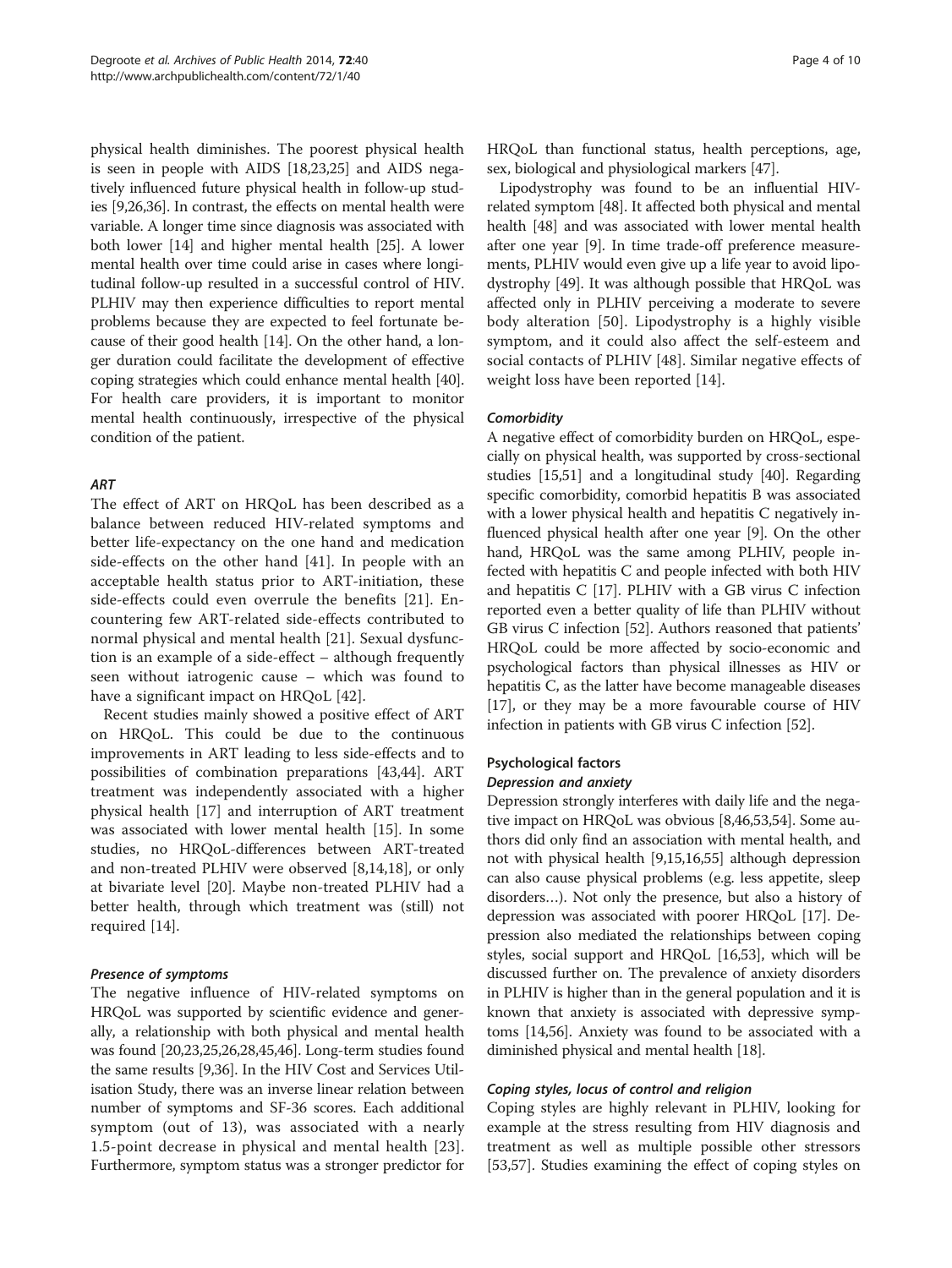physical health diminishes. The poorest physical health is seen in people with AIDS [18,23,25] and AIDS negatively influenced future physical health in follow-up studies [9,26,36]. In contrast, the effects on mental health were variable. A longer time since diagnosis was associated with both lower [14] and higher mental health [25]. A lower mental health over time could arise in cases where longitudinal follow-up resulted in a successful control of HIV. PLHIV may then experience difficulties to report mental problems because they are expected to feel fortunate because of their good health [14]. On the other hand, a longer duration could facilitate the development of effective coping strategies which could enhance mental health [40]. For health care providers, it is important to monitor mental health continuously, irrespective of the physical condition of the patient.

#### *ART*

The effect of ART on HRQoL has been described as a balance between reduced HIV-related symptoms and better life-expectancy on the one hand and medication side-effects on the other hand [41]. In people with an acceptable health status prior to ART-initiation, these side-effects could even overrule the benefits [21]. Encountering few ART-related side-effects contributed to normal physical and mental health [21]. Sexual dysfunction is an example of a side-effect – although frequently seen without iatrogenic cause – which was found to have a significant impact on HRQoL [42].

Recent studies mainly showed a positive effect of ART on HRQoL. This could be due to the continuous improvements in ART leading to less side-effects and to possibilities of combination preparations [43,44]. ART treatment was independently associated with a higher physical health [17] and interruption of ART treatment was associated with lower mental health [15]. In some studies, no HRQoL-differences between ART-treated and non-treated PLHIV were observed [8,14,18], or only at bivariate level [20]. Maybe non-treated PLHIV had a better health, through which treatment was (still) not required [14].

#### *Presence of symptoms*

The negative influence of HIV-related symptoms on HRQoL was supported by scientific evidence and generally, a relationship with both physical and mental health was found [20,23,25,26,28,45,46]. Long-term studies found the same results [9,36]. In the HIV Cost and Services Utilisation Study, there was an inverse linear relation between number of symptoms and SF-36 scores. Each additional symptom (out of 13), was associated with a nearly 1.5-point decrease in physical and mental health [23]. Furthermore, symptom status was a stronger predictor for HRQoL than functional status, health perceptions, age, sex, biological and physiological markers [47].

Lipodystrophy was found to be an influential HIV-related symptom [48]. It affected both physical and mental health [48] and was associated with lower mental health after one year [9]. In time trade-off preference measurements, PLHIV would even give up a life year to avoid lipodystrophy [49]. It was although possible that HRQoL was affected only in PLHIV perceiving a moderate to severe body alteration [50]. Lipodystrophy is a highly visible symptom, and it could also affect the self-esteem and social contacts of PLHIV [48]. Similar negative effects of weight loss have been reported [14].

#### *Comorbidity*

A negative effect of comorbidity burden on HRQoL, especially on physical health, was supported by cross-sectional studies [15,51] and a longitudinal study [40]. Regarding specific comorbidity, comorbid hepatitis B was associated with a lower physical health and hepatitis C negatively influenced physical health after one year [9]. On the other hand, HRQoL was the same among PLHIV, people infected with hepatitis C and people infected with both HIV and hepatitis C [17]. PLHIV with a GB virus C infection reported even a better quality of life than PLHIV without GB virus C infection [52]. Authors reasoned that patients' HRQoL could be more affected by socio-economic and psychological factors than physical illnesses as HIV or hepatitis C, as the latter have become manageable diseases [17], or they may be a more favourable course of HIV infection in patients with GB virus C infection [52].

### Psychological factors

#### *Depression and anxiety*

Depression strongly interferes with daily life and the negative impact on HRQoL was obvious [8,46,53,54]. Some authors did only find an association with mental health, and not with physical health [9,15,16,55] although depression can also cause physical problems (e.g. less appetite, sleep disorders…). Not only the presence, but also a history of depression was associated with poorer HRQoL [17]. Depression also mediated the relationships between coping styles, social support and HRQoL [16,53], which will be discussed further on. The prevalence of anxiety disorders in PLHIV is higher than in the general population and it is known that anxiety is associated with depressive symptoms [14,56]. Anxiety was found to be associated with a diminished physical and mental health [18].

#### *Coping styles, locus of control and religion*

Coping styles are highly relevant in PLHIV, looking for example at the stress resulting from HIV diagnosis and treatment as well as multiple possible other stressors [53,57]. Studies examining the effect of coping styles on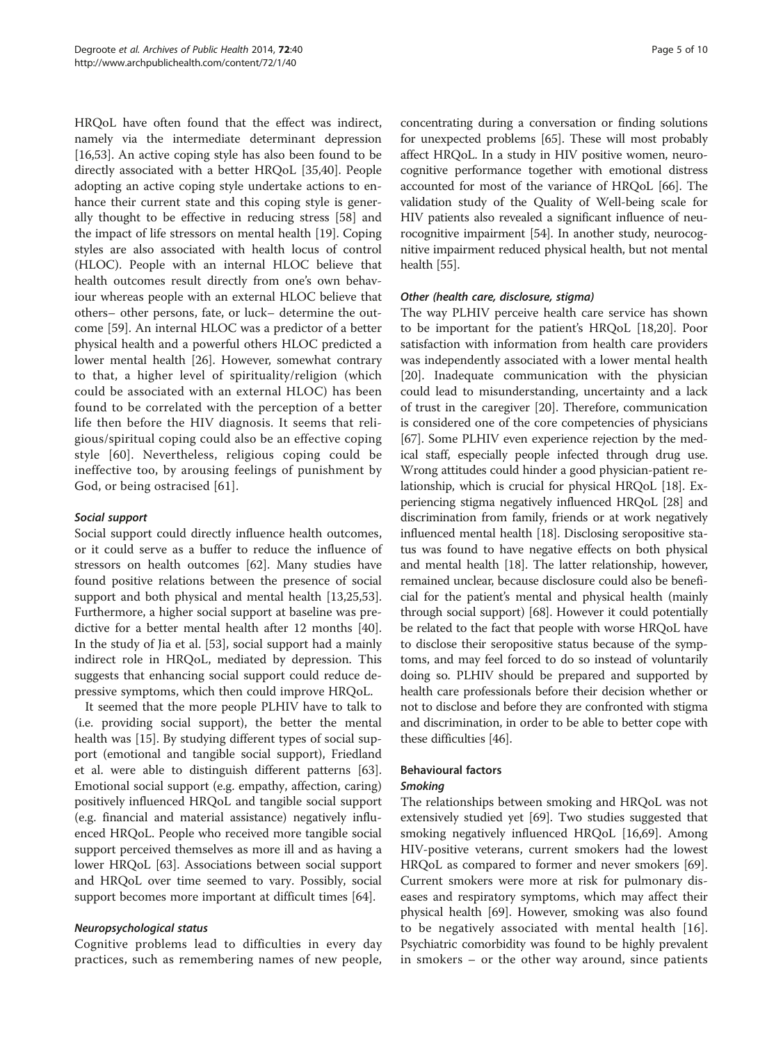HRQoL have often found that the effect was indirect, namely via the intermediate determinant depression [16,53]. An active coping style has also been found to be directly associated with a better HRQoL [35,40]. People adopting an active coping style undertake actions to enhance their current state and this coping style is generally thought to be effective in reducing stress [58] and the impact of life stressors on mental health [19]. Coping styles are also associated with health locus of control (HLOC). People with an internal HLOC believe that health outcomes result directly from one's own behaviour whereas people with an external HLOC believe that others– other persons, fate, or luck– determine the outcome [59]. An internal HLOC was a predictor of a better physical health and a powerful others HLOC predicted a lower mental health [26]. However, somewhat contrary to that, a higher level of spirituality/religion (which could be associated with an external HLOC) has been found to be correlated with the perception of a better life then before the HIV diagnosis. It seems that religious/spiritual coping could also be an effective coping style [60]. Nevertheless, religious coping could be ineffective too, by arousing feelings of punishment by God, or being ostracised [61].

#### *Social support*

Social support could directly influence health outcomes, or it could serve as a buffer to reduce the influence of stressors on health outcomes [62]. Many studies have found positive relations between the presence of social support and both physical and mental health [13,25,53]. Furthermore, a higher social support at baseline was predictive for a better mental health after 12 months [40]. In the study of Jia et al. [53], social support had a mainly indirect role in HRQoL, mediated by depression. This suggests that enhancing social support could reduce depressive symptoms, which then could improve HRQoL.

It seemed that the more people PLHIV have to talk to (i.e. providing social support), the better the mental health was [15]. By studying different types of social support (emotional and tangible social support), Friedland et al. were able to distinguish different patterns [63]. Emotional social support (e.g. empathy, affection, caring) positively influenced HRQoL and tangible social support (e.g. financial and material assistance) negatively influenced HRQoL. People who received more tangible social support perceived themselves as more ill and as having a lower HRQoL [63]. Associations between social support and HRQoL over time seemed to vary. Possibly, social support becomes more important at difficult times [64].

#### *Neuropsychological status*

Cognitive problems lead to difficulties in every day practices, such as remembering names of new people, concentrating during a conversation or finding solutions for unexpected problems [65]. These will most probably affect HRQoL. In a study in HIV positive women, neurocognitive performance together with emotional distress accounted for most of the variance of HRQoL [66]. The validation study of the Quality of Well-being scale for HIV patients also revealed a significant influence of neurocognitive impairment [54]. In another study, neurocognitive impairment reduced physical health, but not mental health [55].

#### *Other (health care, disclosure, stigma)*

The way PLHIV perceive health care service has shown to be important for the patient's HRQoL [18,20]. Poor satisfaction with information from health care providers was independently associated with a lower mental health [20]. Inadequate communication with the physician could lead to misunderstanding, uncertainty and a lack of trust in the caregiver [20]. Therefore, communication is considered one of the core competencies of physicians [67]. Some PLHIV even experience rejection by the medical staff, especially people infected through drug use. Wrong attitudes could hinder a good physician-patient relationship, which is crucial for physical HRQoL [18]. Experiencing stigma negatively influenced HRQoL [28] and discrimination from family, friends or at work negatively influenced mental health [18]. Disclosing seropositive status was found to have negative effects on both physical and mental health [18]. The latter relationship, however, remained unclear, because disclosure could also be beneficial for the patient's mental and physical health (mainly through social support) [68]. However it could potentially be related to the fact that people with worse HRQoL have to disclose their seropositive status because of the symptoms, and may feel forced to do so instead of voluntarily doing so. PLHIV should be prepared and supported by health care professionals before their decision whether or not to disclose and before they are confronted with stigma and discrimination, in order to be able to better cope with these difficulties [46].

### Behavioural factors

#### *Smoking*

The relationships between smoking and HRQoL was not extensively studied yet [69]. Two studies suggested that smoking negatively influenced HRQoL [16,69]. Among HIV-positive veterans, current smokers had the lowest HRQoL as compared to former and never smokers [69]. Current smokers were more at risk for pulmonary diseases and respiratory symptoms, which may affect their physical health [69]. However, smoking was also found to be negatively associated with mental health [16]. Psychiatric comorbidity was found to be highly prevalent in smokers – or the other way around, since patients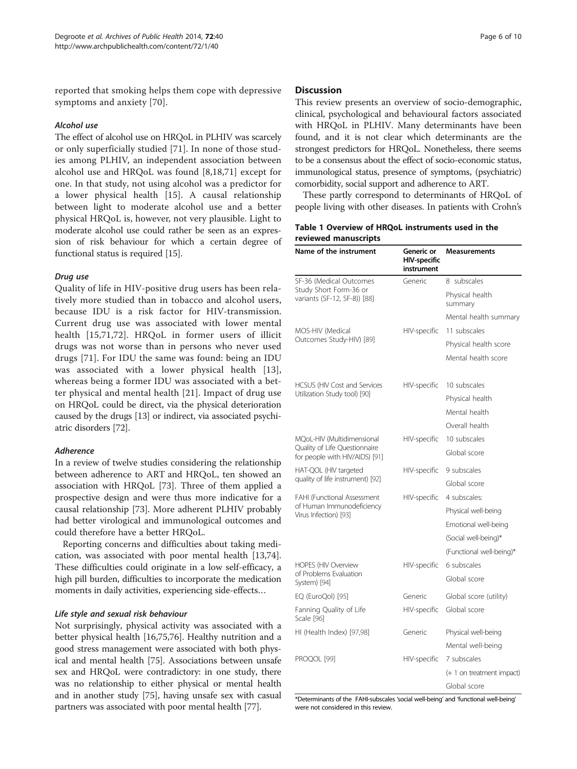reported that smoking helps them cope with depressive symptoms and anxiety [70].

#### *Alcohol use*

The effect of alcohol use on HRQoL in PLHIV was scarcely or only superficially studied [71]. In none of those studies among PLHIV, an independent association between alcohol use and HRQoL was found [8,18,71] except for one. In that study, not using alcohol was a predictor for a lower physical health [15]. A causal relationship between light to moderate alcohol use and a better physical HRQoL is, however, not very plausible. Light to moderate alcohol use could rather be seen as an expression of risk behaviour for which a certain degree of functional status is required [15].

#### *Drug use*

Quality of life in HIV-positive drug users has been relatively more studied than in tobacco and alcohol users, because IDU is a risk factor for HIV-transmission. Current drug use was associated with lower mental health [15,71,72]. HRQoL in former users of illicit drugs was not worse than in persons who never used drugs [71]. For IDU the same was found: being an IDU was associated with a lower physical health [13], whereas being a former IDU was associated with a better physical and mental health [21]. Impact of drug use on HRQoL could be direct, via the physical deterioration caused by the drugs [13] or indirect, via associated psychiatric disorders [72].

#### *Adherence*

In a review of twelve studies considering the relationship between adherence to ART and HRQoL, ten showed an association with HRQoL [73]. Three of them applied a prospective design and were thus more indicative for a causal relationship [73]. More adherent PLHIV probably had better virological and immunological outcomes and could therefore have a better HRQoL.

Reporting concerns and difficulties about taking medication, was associated with poor mental health [13,74]. These difficulties could originate in a low self-efficacy, a high pill burden, difficulties to incorporate the medication moments in daily activities, experiencing side-effects…

#### *Life style and sexual risk behaviour*

Not surprisingly, physical activity was associated with a better physical health [16,75,76]. Healthy nutrition and a good stress management were associated with both physical and mental health [75]. Associations between unsafe sex and HRQoL were contradictory: in one study, there was no relationship to either physical or mental health and in another study [75], having unsafe sex with casual partners was associated with poor mental health [77].

## Discussion

This review presents an overview of socio-demographic, clinical, psychological and behavioural factors associated with HRQoL in PLHIV. Many determinants have been found, and it is not clear which determinants are the strongest predictors for HRQoL. Nonetheless, there seems to be a consensus about the effect of socio-economic status, immunological status, presence of symptoms, (psychiatric) comorbidity, social support and adherence to ART.

These partly correspond to determinants of HRQoL of people living with other diseases. In patients with Crohn's

**Table 1 Overview of HRQoL instruments used in the reviewed manuscripts**

| Name of the instrument | Generic or HIV-specific instrument | Measurements |
|---|---|---|
| SF-36 (Medical Outcomes Study Short Form-36 or variants (SF-12, SF-8)) [88] | Generic | 8 subscales |
| | | Physical health summary |
| | | Mental health summary |
| MOS-HIV (Medical Outcomes Study-HIV) [89] | HIV-specific | 11 subscales |
| | | Physical health score |
| | | Mental health score |
| HCSUS (HIV Cost and Services Utilization Study tool) [90] | HIV-specific | 10 subscales |
| | | Physical health |
| | | Mental health |
| | | Overall health |
| MQoL-HIV (Multidimensional Quality of Life Questionnaire for people with HIV/AIDS) [91] | HIV-specific | 10 subscales |
| | | Global score |
| HAT-QOL (HIV targeted quality of life instrument) [92] | HIV-specific | 9 subscales |
| | | Global score |
| FAHI (Functional Assessment of Human Immunodeficiency Virus Infection) [93] | HIV-specific | 4 subscales: |
| | | Physical well-being |
| | | Emotional well-being |
| | | (Social well-being)* |
| | | (Functional well-being)* |
| HOPES (HIV Overview of Problems Evaluation System) [94] | HIV-specific | 6 subscales |
| | | Global score |
| EQ (EuroQol) [95] | Generic | Global score (utility) |
| Fanning Quality of Life Scale [96] | HIV-specific | Global score |
| HI (Health Index) [97,98] | Generic | Physical well-being |
| | | Mental well-being |
| PROQOL [99] | HIV-specific | 7 subscales |
| | | (+ 1 on treatment impact) |
| | | Global score |

*Determinants of the FAHI-subscales 'social well-being' and 'functional well-being' were not considered in this review.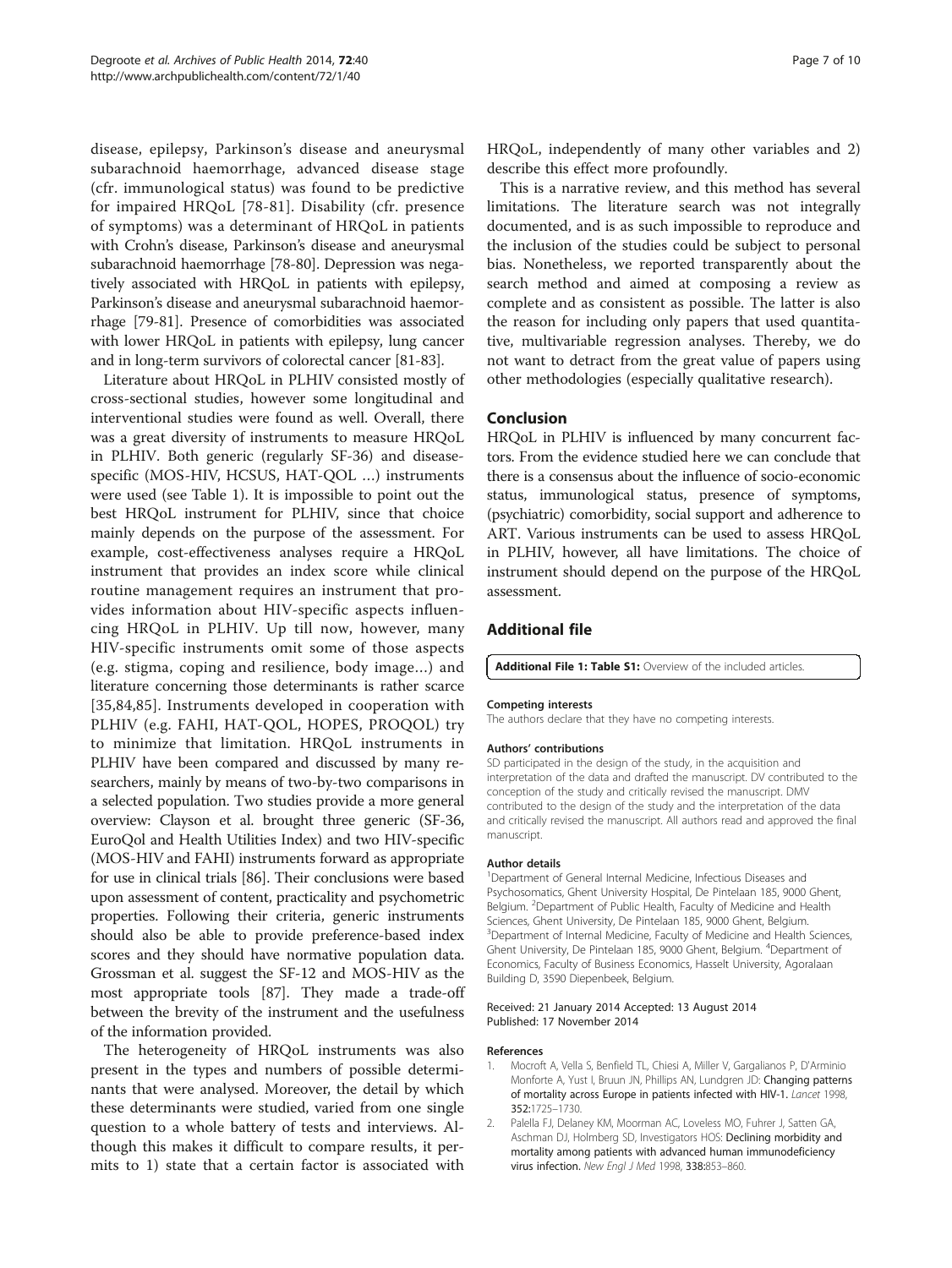disease, epilepsy, Parkinson's disease and aneurysmal subarachnoid haemorrhage, advanced disease stage (cfr. immunological status) was found to be predictive for impaired HRQoL [78-81]. Disability (cfr. presence of symptoms) was a determinant of HRQoL in patients with Crohn's disease, Parkinson's disease and aneurysmal subarachnoid haemorrhage [78-80]. Depression was negatively associated with HRQoL in patients with epilepsy, Parkinson's disease and aneurysmal subarachnoid haemorrhage [79-81]. Presence of comorbidities was associated with lower HRQoL in patients with epilepsy, lung cancer and in long-term survivors of colorectal cancer [81-83].

Literature about HRQoL in PLHIV consisted mostly of cross-sectional studies, however some longitudinal and interventional studies were found as well. Overall, there was a great diversity of instruments to measure HRQoL in PLHIV. Both generic (regularly SF-36) and disease-specific (MOS-HIV, HCSUS, HAT-QOL …) instruments were used (see Table 1). It is impossible to point out the best HRQoL instrument for PLHIV, since that choice mainly depends on the purpose of the assessment. For example, cost-effectiveness analyses require a HRQoL instrument that provides an index score while clinical routine management requires an instrument that provides information about HIV-specific aspects influencing HRQoL in PLHIV. Up till now, however, many HIV-specific instruments omit some of those aspects (e.g. stigma, coping and resilience, body image…) and literature concerning those determinants is rather scarce [35,84,85]. Instruments developed in cooperation with PLHIV (e.g. FAHI, HAT-QOL, HOPES, PROQOL) try to minimize that limitation. HRQoL instruments in PLHIV have been compared and discussed by many researchers, mainly by means of two-by-two comparisons in a selected population. Two studies provide a more general overview: Clayson et al. brought three generic (SF-36, EuroQol and Health Utilities Index) and two HIV-specific (MOS-HIV and FAHI) instruments forward as appropriate for use in clinical trials [86]. Their conclusions were based upon assessment of content, practicality and psychometric properties. Following their criteria, generic instruments should also be able to provide preference-based index scores and they should have normative population data. Grossman et al. suggest the SF-12 and MOS-HIV as the most appropriate tools [87]. They made a trade-off between the brevity of the instrument and the usefulness of the information provided.

The heterogeneity of HRQoL instruments was also present in the types and numbers of possible determinants that were analysed. Moreover, the detail by which these determinants were studied, varied from one single question to a whole battery of tests and interviews. Although this makes it difficult to compare results, it permits to 1) state that a certain factor is associated with HRQoL, independently of many other variables and 2) describe this effect more profoundly.

This is a narrative review, and this method has several limitations. The literature search was not integrally documented, and is as such impossible to reproduce and the inclusion of the studies could be subject to personal bias. Nonetheless, we reported transparently about the search method and aimed at composing a review as complete and as consistent as possible. The latter is also the reason for including only papers that used quantitative, multivariable regression analyses. Thereby, we do not want to detract from the great value of papers using other methodologies (especially qualitative research).

## Conclusion

HRQoL in PLHIV is influenced by many concurrent factors. From the evidence studied here we can conclude that there is a consensus about the influence of socio-economic status, immunological status, presence of symptoms, (psychiatric) comorbidity, social support and adherence to ART. Various instruments can be used to assess HRQoL in PLHIV, however, all have limitations. The choice of instrument should depend on the purpose of the HRQoL assessment.

## Additional file

**Additional File 1: Table S1:** Overview of the included articles.

#### Competing interests

The authors declare that they have no competing interests.

#### Authors' contributions

SD participated in the design of the study, in the acquisition and interpretation of the data and drafted the manuscript. DV contributed to the conception of the study and critically revised the manuscript. DMV contributed to the design of the study and the interpretation of the data and critically revised the manuscript. All authors read and approved the final manuscript.

#### Author details

[1]Department of General Internal Medicine, Infectious Diseases and Psychosomatics, Ghent University Hospital, De Pintelaan 185, 9000 Ghent, Belgium. [2]Department of Public Health, Faculty of Medicine and Health Sciences, Ghent University, De Pintelaan 185, 9000 Ghent, Belgium. [3]Department of Internal Medicine, Faculty of Medicine and Health Sciences, Ghent University, De Pintelaan 185, 9000 Ghent, Belgium. [4]Department of Economics, Faculty of Business Economics, Hasselt University, Agoralaan Building D, 3590 Diepenbeek, Belgium.

Received: 21 January 2014 Accepted: 13 August 2014
Published: 17 November 2014

#### References

1. Mocroft A, Vella S, Benfield TL, Chiesi A, Miller V, Gargalianos P, D'Arminio Monforte A, Yust I, Bruun JN, Phillips AN, Lundgren JD: **Changing patterns of mortality across Europe in patients infected with HIV-1.** *Lancet* 1998, **352:**1725–1730.
2. Palella FJ, Delaney KM, Moorman AC, Loveless MO, Fuhrer J, Satten GA, Aschman DJ, Holmberg SD, Investigators HOS: **Declining morbidity and mortality among patients with advanced human immunodeficiency virus infection.** *New Engl J Med* 1998, **338:**853–860.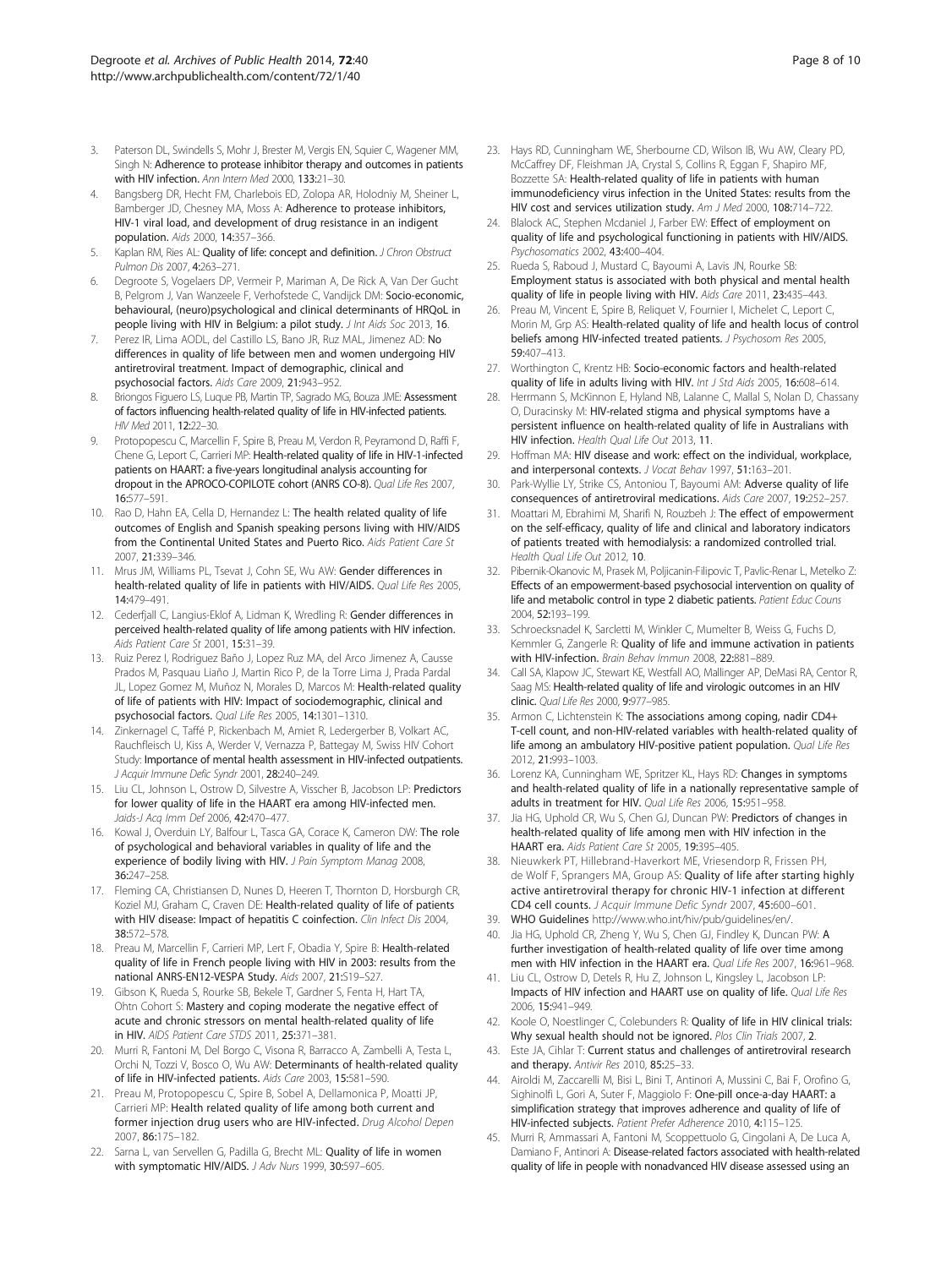3. Paterson DL, Swindells S, Mohr J, Brester M, Vergis EN, Squier C, Wagener MM, Singh N: **Adherence to protease inhibitor therapy and outcomes in patients with HIV infection.** *Ann Intern Med* 2000, **133:**21–30.
4. Bangsberg DR, Hecht FM, Charlebois ED, Zolopa AR, Holodniy M, Sheiner L, Bamberger JD, Chesney MA, Moss A: **Adherence to protease inhibitors, HIV-1 viral load, and development of drug resistance in an indigent population.** *Aids* 2000, **14:**357–366.
5. Kaplan RM, Ries AL: **Quality of life: concept and definition.** *J Chron Obstruct Pulmon Dis* 2007, **4:**263–271.
6. Degroote S, Vogelaers DP, Vermeir P, Mariman A, De Rick A, Van Der Gucht B, Pelgrom J, Van Wanzeele F, Verhofstede C, Vandijck DM: **Socio-economic, behavioural, (neuro)psychological and clinical determinants of HRQoL in people living with HIV in Belgium: a pilot study.** *J Int Aids Soc* 2013, **16**.
7. Perez IR, Lima AODL, del Castillo LS, Bano JR, Ruz MAL, Jimenez AD: **No differences in quality of life between men and women undergoing HIV antiretroviral treatment. Impact of demographic, clinical and psychosocial factors.** *Aids Care* 2009, **21:**943–952.
8. Briongos Figuero LS, Luque PB, Martin TP, Sagrado MG, Bouza JME: **Assessment of factors influencing health-related quality of life in HIV-infected patients.** *HIV Med* 2011, **12:**22–30.
9. Protopopescu C, Marcellin F, Spire B, Preau M, Verdon R, Peyramond D, Raffi F, Chene G, Leport C, Carrieri MP: **Health-related quality of life in HIV-1-infected patients on HAART: a five-years longitudinal analysis accounting for dropout in the APROCO-COPILOTE cohort (ANRS CO-8).** *Qual Life Res* 2007, **16:**577–591.
10. Rao D, Hahn EA, Cella D, Hernandez L: **The health related quality of life outcomes of English and Spanish speaking persons living with HIV/AIDS from the Continental United States and Puerto Rico.** *Aids Patient Care St* 2007, **21:**339–346.
11. Mrus JM, Williams PL, Tsevat J, Cohn SE, Wu AW: **Gender differences in health-related quality of life in patients with HIV/AIDS.** *Qual Life Res* 2005, **14:**479–491.
12. Cederfjall C, Langius-Eklof A, Lidman K, Wredling R: **Gender differences in perceived health-related quality of life among patients with HIV infection.** *Aids Patient Care St* 2001, **15:**31–39.
13. Ruiz Perez I, Rodriguez Baño J, Lopez Ruz MA, del Arco Jimenez A, Causse Prados M, Pasquau Liaño J, Martin Rico P, de la Torre Lima J, Prada Pardal JL, Lopez Gomez M, Muñoz N, Morales D, Marcos M: **Health-related quality of life of patients with HIV: Impact of sociodemographic, clinical and psychosocial factors.** *Qual Life Res* 2005, **14:**1301–1310.
14. Zinkernagel C, Taffé P, Rickenbach M, Amiet R, Ledergerber B, Volkart AC, Rauchfleisch U, Kiss A, Werder V, Vernazza P, Battegay M, Swiss HIV Cohort Study: **Importance of mental health assessment in HIV-infected outpatients.** *J Acquir Immune Defic Syndr* 2001, **28:**240–249.
15. Liu CL, Johnson L, Ostrow D, Silvestre A, Visscher B, Jacobson LP: **Predictors for lower quality of life in the HAART era among HIV-infected men.** *Jaids-J Acq Imm Def* 2006, **42:**470–477.
16. Kowal J, Overduin LY, Balfour L, Tasca GA, Corace K, Cameron DW: **The role of psychological and behavioral variables in quality of life and the experience of bodily living with HIV.** *J Pain Symptom Manag* 2008, **36:**247–258.
17. Fleming CA, Christiansen D, Nunes D, Heeren T, Thornton D, Horsburgh CR, Koziel MJ, Graham C, Craven DE: **Health-related quality of life of patients with HIV disease: Impact of hepatitis C coinfection.** *Clin Infect Dis* 2004, **38:**572–578.
18. Preau M, Marcellin F, Carrieri MP, Lert F, Obadia Y, Spire B: **Health-related quality of life in French people living with HIV in 2003: results from the national ANRS-EN12-VESPA Study.** *Aids* 2007, **21:**S19–S27.
19. Gibson K, Rueda S, Rourke SB, Bekele T, Gardner S, Fenta H, Hart TA, Ohtn Cohort S: **Mastery and coping moderate the negative effect of acute and chronic stressors on mental health-related quality of life in HIV.** *AIDS Patient Care STDS* 2011, **25:**371–381.
20. Murri R, Fantoni M, Del Borgo C, Visona R, Barracco A, Zambelli A, Testa L, Orchi N, Tozzi V, Bosco O, Wu AW: **Determinants of health-related quality of life in HIV-infected patients.** *Aids Care* 2003, **15:**581–590.
21. Preau M, Protopopescu C, Spire B, Sobel A, Dellamonica P, Moatti JP, Carrieri MP: **Health related quality of life among both current and former injection drug users who are HIV-infected.** *Drug Alcohol Depen* 2007, **86:**175–182.
22. Sarna L, van Servellen G, Padilla G, Brecht ML: **Quality of life in women with symptomatic HIV/AIDS.** *J Adv Nurs* 1999, **30:**597–605.
23. Hays RD, Cunningham WE, Sherbourne CD, Wilson IB, Wu AW, Cleary PD, McCaffrey DF, Fleishman JA, Crystal S, Collins R, Eggan F, Shapiro MF, Bozzette SA: **Health-related quality of life in patients with human immunodeficiency virus infection in the United States: results from the HIV cost and services utilization study.** *Am J Med* 2000, **108:**714–722.
24. Blalock AC, Stephen Mcdaniel J, Farber EW: **Effect of employment on quality of life and psychological functioning in patients with HIV/AIDS.** *Psychosomatics* 2002, **43:**400–404.
25. Rueda S, Raboud J, Mustard C, Bayoumi A, Lavis JN, Rourke SB: **Employment status is associated with both physical and mental health quality of life in people living with HIV.** *Aids Care* 2011, **23:**435–443.
26. Preau M, Vincent E, Spire B, Reliquet V, Fournier I, Michelet C, Leport C, Morin M, Grp AS: **Health-related quality of life and health locus of control beliefs among HIV-infected treated patients.** *J Psychosom Res* 2005, **59:**407–413.
27. Worthington C, Krentz HB: **Socio-economic factors and health-related quality of life in adults living with HIV.** *Int J Std Aids* 2005, **16:**608–614.
28. Herrmann S, McKinnon E, Hyland NB, Lalanne C, Mallal S, Nolan D, Chassany O, Duracinsky M: **HIV-related stigma and physical symptoms have a persistent influence on health-related quality of life in Australians with HIV infection.** *Health Qual Life Out* 2013, **11**.
29. Hoffman MA: **HIV disease and work: effect on the individual, workplace, and interpersonal contexts.** *J Vocat Behav* 1997, **51:**163–201.
30. Park-Wyllie LY, Strike CS, Antoniou T, Bayoumi AM: **Adverse quality of life consequences of antiretroviral medications.** *Aids Care* 2007, **19:**252–257.
31. Moattari M, Ebrahimi M, Sharifi N, Rouzbeh J: **The effect of empowerment on the self-efficacy, quality of life and clinical and laboratory indicators of patients treated with hemodialysis: a randomized controlled trial.** *Health Qual Life Out* 2012, **10**.
32. Pibernik-Okanovic M, Prasek M, Poljicanin-Filipovic T, Pavlic-Renar L, Metelko Z: **Effects of an empowerment-based psychosocial intervention on quality of life and metabolic control in type 2 diabetic patients.** *Patient Educ Couns* 2004, **52:**193–199.
33. Schroecksnadel K, Sarcletti M, Winkler C, Mumelter B, Weiss G, Fuchs D, Kemmler G, Zangerle R: **Quality of life and immune activation in patients with HIV-infection.** *Brain Behav Immun* 2008, **22:**881–889.
34. Call SA, Klapow JC, Stewart KE, Westfall AO, Mallinger AP, DeMasi RA, Centor R, Saag MS: **Health-related quality of life and virologic outcomes in an HIV clinic.** *Qual Life Res* 2000, **9:**977–985.
35. Armon C, Lichtenstein K: **The associations among coping, nadir CD4+ T-cell count, and non-HIV-related variables with health-related quality of life among an ambulatory HIV-positive patient population.** *Qual Life Res* 2012, **21:**993–1003.
36. Lorenz KA, Cunningham WE, Spritzer KL, Hays RD: **Changes in symptoms and health-related quality of life in a nationally representative sample of adults in treatment for HIV.** *Qual Life Res* 2006, **15:**951–958.
37. Jia HG, Uphold CR, Wu S, Chen GJ, Duncan PW: **Predictors of changes in health-related quality of life among men with HIV infection in the HAART era.** *Aids Patient Care St* 2005, **19:**395–405.
38. Nieuwkerk PT, Hillebrand-Haverkort ME, Vriesendorp R, Frissen PH, de Wolf F, Sprangers MA, Group AS: **Quality of life after starting highly active antiretroviral therapy for chronic HIV-1 infection at different CD4 cell counts.** *J Acquir Immune Defic Syndr* 2007, **45:**600–601.
39. WHO Guidelines http://www.who.int/hiv/pub/guidelines/en/.
40. Jia HG, Uphold CR, Zheng Y, Wu S, Chen GJ, Findley K, Duncan PW: **A further investigation of health-related quality of life over time among men with HIV infection in the HAART era.** *Qual Life Res* 2007, **16:**961–968.
41. Liu CL, Ostrow D, Detels R, Hu Z, Johnson L, Kingsley L, Jacobson LP: **Impacts of HIV infection and HAART use on quality of life.** *Qual Life Res* 2006, **15:**941–949.
42. Koole O, Noestlinger C, Colebunders R: **Quality of life in HIV clinical trials: Why sexual health should not be ignored.** *Plos Clin Trials* 2007, **2**.
43. Este JA, Cihlar T: **Current status and challenges of antiretroviral research and therapy.** *Antivir Res* 2010, **85:**25–33.
44. Airoldi M, Zaccarelli M, Bisi L, Bini T, Antinori A, Mussini C, Bai F, Orofino G, Sighinolfi L, Gori A, Suter F, Maggiolo F: **One-pill once-a-day HAART: a simplification strategy that improves adherence and quality of life of HIV-infected subjects.** *Patient Prefer Adherence* 2010, **4:**115–125.
45. Murri R, Ammassari A, Fantoni M, Scoppettuolo G, Cingolani A, De Luca A, Damiano F, Antinori A: **Disease-related factors associated with health-related quality of life in people with nonadvanced HIV disease assessed using an**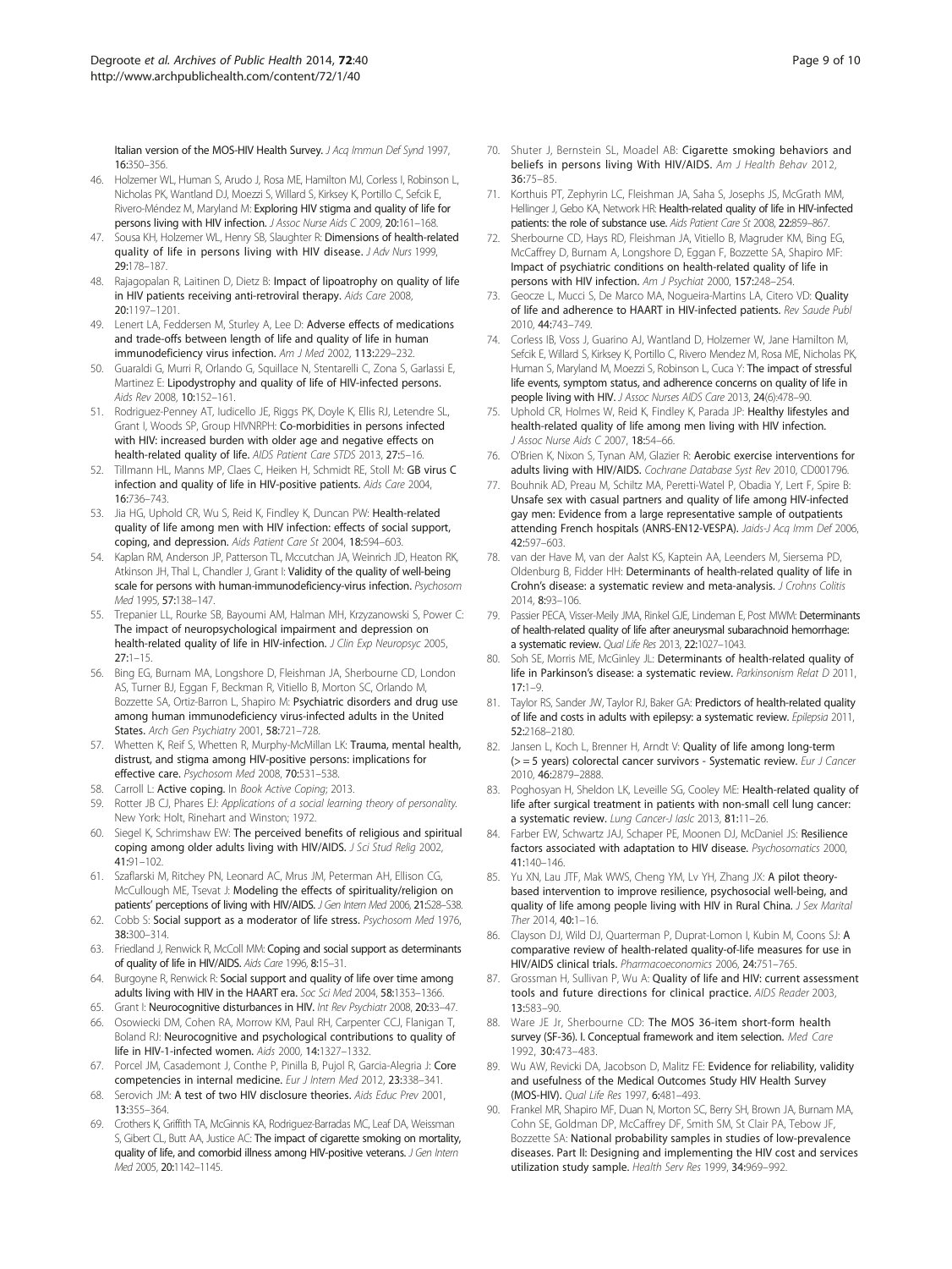Italian version of the MOS-HIV Health Survey. *J Acq Immun Def Synd* 1997, 16:350–356.

46. Holzemer WL, Human S, Arudo J, Rosa ME, Hamilton MJ, Corless I, Robinson L, Nicholas PK, Wantland DJ, Moezzi S, Willard S, Kirksey K, Portillo C, Sefcik E, Rivero-Méndez M, Maryland M: Exploring HIV stigma and quality of life for persons living with HIV infection. *J Assoc Nurse Aids C* 2009, 20:161–168.
47. Sousa KH, Holzemer WL, Henry SB, Slaughter R: Dimensions of health-related quality of life in persons living with HIV disease. *J Adv Nurs* 1999, 29:178–187.
48. Rajagopalan R, Laitinen D, Dietz B: Impact of lipoatrophy on quality of life in HIV patients receiving anti-retroviral therapy. *Aids Care* 2008, 20:1197–1201.
49. Lenert LA, Feddersen M, Sturley A, Lee D: Adverse effects of medications and trade-offs between length of life and quality of life in human immunodeficiency virus infection. *Am J Med* 2002, 113:229–232.
50. Guaraldi G, Murri R, Orlando G, Squillace N, Stentarelli C, Zona S, Garlassi E, Martinez E: Lipodystrophy and quality of life of HIV-infected persons. *Aids Rev* 2008, 10:152–161.
51. Rodriguez-Penney AT, Iudicello JE, Riggs PK, Doyle K, Ellis RJ, Letendre SL, Grant I, Woods SP, Group HIVNRPH: Co-morbidities in persons infected with HIV: increased burden with older age and negative effects on health-related quality of life. *AIDS Patient Care STDS* 2013, 27:5–16.
52. Tillmann HL, Manns MP, Claes C, Heiken H, Schmidt RE, Stoll M: GB virus C infection and quality of life in HIV-positive patients. *Aids Care* 2004, 16:736–743.
53. Jia HG, Uphold CR, Wu S, Reid K, Findley K, Duncan PW: Health-related quality of life among men with HIV infection: effects of social support, coping, and depression. *Aids Patient Care St* 2004, 18:594–603.
54. Kaplan RM, Anderson JP, Patterson TL, Mccutchan JA, Weinrich JD, Heaton RK, Atkinson JH, Thal L, Chandler J, Grant I: Validity of the quality of well-being scale for persons with human-immunodeficiency-virus infection. *Psychosom Med* 1995, 57:138–147.
55. Trepanier LL, Rourke SB, Bayoumi AM, Halman MH, Krzyzanowski S, Power C: The impact of neuropsychological impairment and depression on health-related quality of life in HIV-infection. *J Clin Exp Neuropsyc* 2005, 27:1–15.
56. Bing EG, Burnam MA, Longshore D, Fleishman JA, Sherbourne CD, London AS, Turner BJ, Eggan F, Beckman R, Vitiello B, Morton SC, Orlando M, Bozzette SA, Ortiz-Barron L, Shapiro M: Psychiatric disorders and drug use among human immunodeficiency virus-infected adults in the United States. *Arch Gen Psychiatry* 2001, 58:721–728.
57. Whetten K, Reif S, Whetten R, Murphy-McMillan LK: Trauma, mental health, distrust, and stigma among HIV-positive persons: implications for effective care. *Psychosom Med* 2008, 70:531–538.
58. Carroll L: Active coping. In *Book Active Coping*; 2013.
59. Rotter JB CJ, Phares EJ: *Applications of a social learning theory of personality*. New York: Holt, Rinehart and Winston; 1972.
60. Siegel K, Schrimshaw EW: The perceived benefits of religious and spiritual coping among older adults living with HIV/AIDS. *J Sci Stud Relig* 2002, 41:91–102.
61. Szaflarski M, Ritchey PN, Leonard AC, Mrus JM, Peterman AH, Ellison CG, McCullough ME, Tsevat J: Modeling the effects of spirituality/religion on patients' perceptions of living with HIV/AIDS. *J Gen Intern Med* 2006, 21:S28–S38.
62. Cobb S: Social support as a moderator of life stress. *Psychosom Med* 1976, 38:300–314.
63. Friedland J, Renwick R, McColl MM: Coping and social support as determinants of quality of life in HIV/AIDS. *Aids Care* 1996, 8:15–31.
64. Burgoyne R, Renwick R: Social support and quality of life over time among adults living with HIV in the HAART era. *Soc Sci Med* 2004, 58:1353–1366.
65. Grant I: Neurocognitive disturbances in HIV. *Int Rev Psychiatr* 2008, 20:33–47.
66. Osowiecki DM, Cohen RA, Morrow KM, Paul RH, Carpenter CCJ, Flanigan T, Boland RJ: Neurocognitive and psychological contributions to quality of life in HIV-1-infected women. *Aids* 2000, 14:1327–1332.
67. Porcel JM, Casademont J, Conthe P, Pinilla B, Pujol R, Garcia-Alegria J: Core competencies in internal medicine. *Eur J Intern Med* 2012, 23:338–341.
68. Serovich JM: A test of two HIV disclosure theories. *Aids Educ Prev* 2001, 13:355–364.
69. Crothers K, Griffith TA, McGinnis KA, Rodriguez-Barradas MC, Leaf DA, Weissman S, Gibert CL, Butt AA, Justice AC: The impact of cigarette smoking on mortality, quality of life, and comorbid illness among HIV-positive veterans. *J Gen Intern Med* 2005, 20:1142–1145.
70. Shuter J, Bernstein SL, Moadel AB: Cigarette smoking behaviors and beliefs in persons living With HIV/AIDS. *Am J Health Behav* 2012, 36:75–85.
71. Korthuis PT, Zephyrin LC, Fleishman JA, Saha S, Josephs JS, McGrath MM, Hellinger J, Gebo KA, Network HR: Health-related quality of life in HIV-infected patients: the role of substance use. *Aids Patient Care St* 2008, 22:859–867.
72. Sherbourne CD, Hays RD, Fleishman JA, Vitiello B, Magruder KM, Bing EG, McCaffrey D, Burnam A, Longshore D, Eggan F, Bozzette SA, Shapiro MF: Impact of psychiatric conditions on health-related quality of life in persons with HIV infection. *Am J Psychiat* 2000, 157:248–254.
73. Geocze L, Mucci S, De Marco MA, Nogueira-Martins LA, Citero VD: Quality of life and adherence to HAART in HIV-infected patients. *Rev Saude Publ* 2010, 44:743–749.
74. Corless IB, Voss J, Guarino AJ, Wantland D, Holzemer W, Jane Hamilton M, Sefcik E, Willard S, Kirksey K, Portillo C, Rivero Mendez M, Rosa ME, Nicholas PK, Human S, Maryland M, Moezzi S, Robinson L, Cuca Y: The impact of stressful life events, symptom status, and adherence concerns on quality of life in people living with HIV. *J Assoc Nurses AIDS Care* 2013, 24(6):478–90.
75. Uphold CR, Holmes W, Reid K, Findley K, Parada JP: Healthy lifestyles and health-related quality of life among men living with HIV infection. *J Assoc Nurse Aids C* 2007, 18:54–66.
76. O'Brien K, Nixon S, Tynan AM, Glazier R: Aerobic exercise interventions for adults living with HIV/AIDS. *Cochrane Database Syst Rev* 2010, CD001796.
77. Bouhnik AD, Preau M, Schiltz MA, Peretti-Watel P, Obadia Y, Lert F, Spire B: Unsafe sex with casual partners and quality of life among HIV-infected gay men: Evidence from a large representative sample of outpatients attending French hospitals (ANRS-EN12-VESPA). *Jaids-J Acq Imm Def* 2006, 42:597–603.
78. van der Have M, van der Aalst KS, Kaptein AA, Leenders M, Siersema PD, Oldenburg B, Fidder HH: Determinants of health-related quality of life in Crohn's disease: a systematic review and meta-analysis. *J Crohns Colitis* 2014, 8:93–106.
79. Passier PECA, Visser-Meily JMA, Rinkel GJE, Lindeman E, Post MWM: Determinants of health-related quality of life after aneurysmal subarachnoid hemorrhage: a systematic review. *Qual Life Res* 2013, 22:1027–1043.
80. Soh SE, Morris ME, McGinley JL: Determinants of health-related quality of life in Parkinson's disease: a systematic review. *Parkinsonism Relat D* 2011, 17:1–9.
81. Taylor RS, Sander JW, Taylor RJ, Baker GA: Predictors of health-related quality of life and costs in adults with epilepsy: a systematic review. *Epilepsia* 2011, 52:2168–2180.
82. Jansen L, Koch L, Brenner H, Arndt V: Quality of life among long-term (>= 5 years) colorectal cancer survivors - Systematic review. *Eur J Cancer* 2010, 46:2879–2888.
83. Poghosyan H, Sheldon LK, Leveille SG, Cooley ME: Health-related quality of life after surgical treatment in patients with non-small cell lung cancer: a systematic review. *Lung Cancer-J Iaslc* 2013, 81:11–26.
84. Farber EW, Schwartz JAJ, Schaper PE, Moonen DJ, McDaniel JS: Resilience factors associated with adaptation to HIV disease. *Psychosomatics* 2000, 41:140–146.
85. Yu XN, Lau JTF, Mak WWS, Cheng YM, Lv YH, Zhang JX: A pilot theory-based intervention to improve resilience, psychosocial well-being, and quality of life among people living with HIV in Rural China. *J Sex Marital Ther* 2014, 40:1–16.
86. Clayson DJ, Wild DJ, Quarterman P, Duprat-Lomon I, Kubin M, Coons SJ: A comparative review of health-related quality-of-life measures for use in HIV/AIDS clinical trials. *Pharmacoeconomics* 2006, 24:751–765.
87. Grossman H, Sullivan P, Wu A: Quality of life and HIV: current assessment tools and future directions for clinical practice. *AIDS Reader* 2003, 13:583–90.
88. Ware JE Jr, Sherbourne CD: The MOS 36-item short-form health survey (SF-36). I. Conceptual framework and item selection. *Med Care* 1992, 30:473–483.
89. Wu AW, Revicki DA, Jacobson D, Malitz FE: Evidence for reliability, validity and usefulness of the Medical Outcomes Study HIV Health Survey (MOS-HIV). *Qual Life Res* 1997, 6:481–493.
90. Frankel MR, Shapiro MF, Duan N, Morton SC, Berry SH, Brown JA, Burnam MA, Cohn SE, Goldman DP, McCaffrey DF, Smith SM, St Clair PA, Tebow JF, Bozzette SA: National probability samples in studies of low-prevalence diseases. Part II: Designing and implementing the HIV cost and services utilization study sample. *Health Serv Res* 1999, 34:969–992.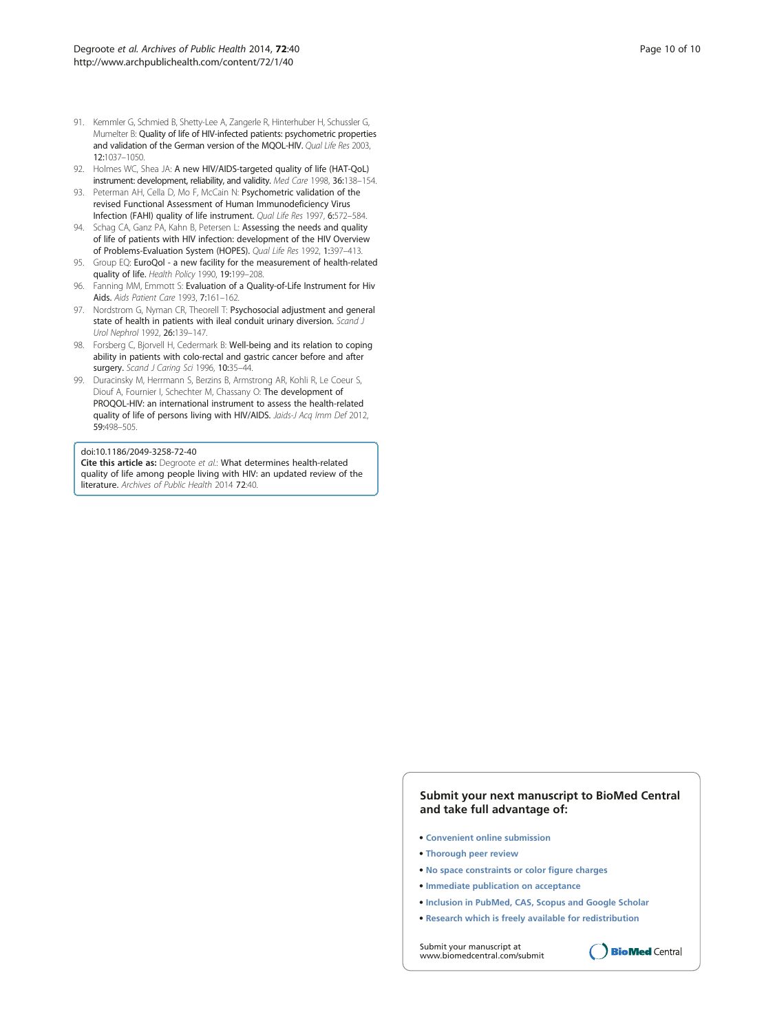91. Kemmler G, Schmied B, Shetty-Lee A, Zangerle R, Hinterhuber H, Schussler G, Mumelter B: **Quality of life of HIV-infected patients: psychometric properties and validation of the German version of the MQOL-HIV.** *Qual Life Res* 2003, **12:**1037–1050.
92. Holmes WC, Shea JA: **A new HIV/AIDS-targeted quality of life (HAT-QoL) instrument: development, reliability, and validity.** *Med Care* 1998, **36:**138–154.
93. Peterman AH, Cella D, Mo F, McCain N: **Psychometric validation of the revised Functional Assessment of Human Immunodeficiency Virus Infection (FAHI) quality of life instrument.** *Qual Life Res* 1997, **6:**572–584.
94. Schag CA, Ganz PA, Kahn B, Petersen L: **Assessing the needs and quality of life of patients with HIV infection: development of the HIV Overview of Problems-Evaluation System (HOPES).** *Qual Life Res* 1992, **1:**397–413.
95. Group EQ: **EuroQol - a new facility for the measurement of health-related quality of life.** *Health Policy* 1990, **19:**199–208.
96. Fanning MM, Emmott S: **Evaluation of a Quality-of-Life Instrument for Hiv Aids.** *Aids Patient Care* 1993, **7:**161–162.
97. Nordstrom G, Nyman CR, Theorell T: **Psychosocial adjustment and general state of health in patients with ileal conduit urinary diversion.** *Scand J Urol Nephrol* 1992, **26:**139–147.
98. Forsberg C, Bjorvell H, Cedermark B: **Well-being and its relation to coping ability in patients with colo-rectal and gastric cancer before and after surgery.** *Scand J Caring Sci* 1996, **10:**35–44.
99. Duracinsky M, Herrmann S, Berzins B, Armstrong AR, Kohli R, Le Coeur S, Diouf A, Fournier I, Schechter M, Chassany O: **The development of PROQOL-HIV: an international instrument to assess the health-related quality of life of persons living with HIV/AIDS.** *Jaids-J Acq Imm Def* 2012, **59:**498–505.

doi:10.1186/2049-3258-72-40

**Cite this article as:** Degroote *et al.*: What determines health-related quality of life among people living with HIV: an updated review of the literature. *Archives of Public Health* 2014 **72**:40.

**Submit your next manuscript to BioMed Central and take full advantage of:**

- **Convenient online submission**
- **Thorough peer review**
- **No space constraints or color figure charges**
- **Immediate publication on acceptance**
- **Inclusion in PubMed, CAS, Scopus and Google Scholar**
- **Research which is freely available for redistribution**

Submit your manuscript at
www.biomedcentral.com/submit

BioMed Central